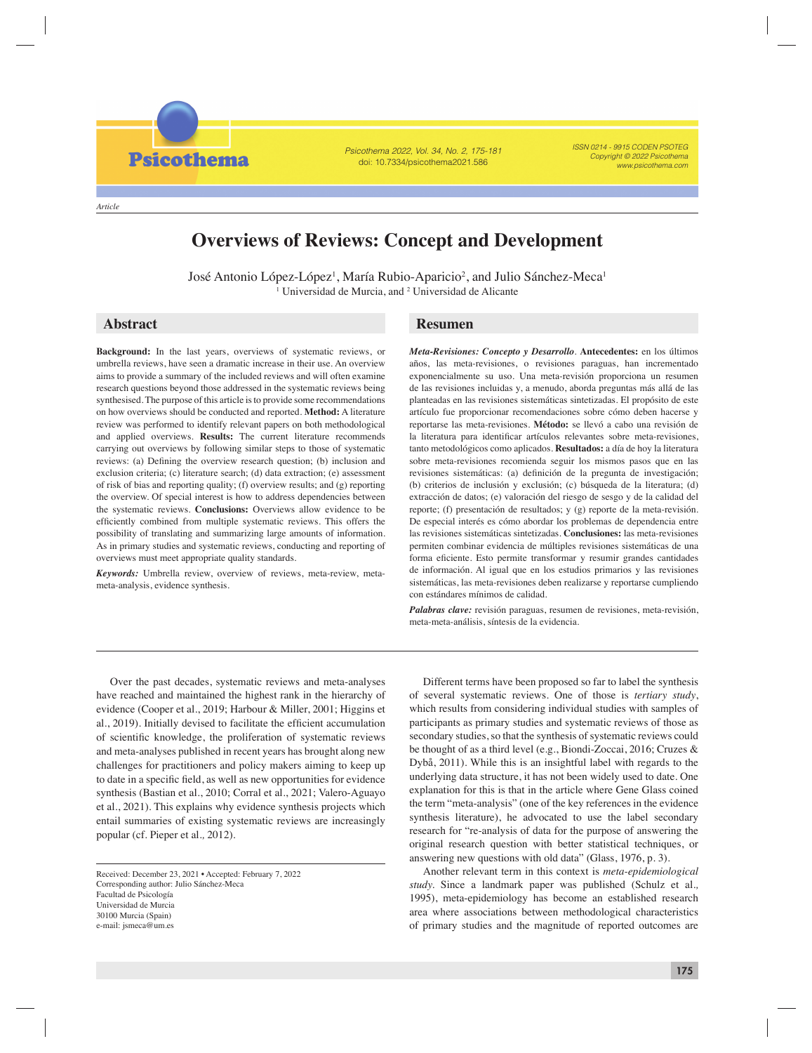Article

# Overviews of Reviews: Concept and Development

José Antonio López-López[1], María Rubio-Aparicio[2], and Julio Sánchez-Meca[1]

[1] Universidad de Murcia, and [2] Universidad de Alicante

## Abstract

**Background:** In the last years, overviews of systematic reviews, or umbrella reviews, have seen a dramatic increase in their use. An overview aims to provide a summary of the included reviews and will often examine research questions beyond those addressed in the systematic reviews being synthesised. The purpose of this article is to provide some recommendations on how overviews should be conducted and reported. **Method:** A literature review was performed to identify relevant papers on both methodological and applied overviews. **Results:** The current literature recommends carrying out overviews by following similar steps to those of systematic reviews: (a) Defining the overview research question; (b) inclusion and exclusion criteria; (c) literature search; (d) data extraction; (e) assessment of risk of bias and reporting quality; (f) overview results; and (g) reporting the overview. Of special interest is how to address dependencies between the systematic reviews. **Conclusions:** Overviews allow evidence to be efficiently combined from multiple systematic reviews. This offers the possibility of translating and summarizing large amounts of information. As in primary studies and systematic reviews, conducting and reporting of overviews must meet appropriate quality standards.

***Keywords:*** Umbrella review, overview of reviews, meta-review, meta-meta-analysis, evidence synthesis.

## Resumen

***Meta-Revisiones: Concepto y Desarrollo*****.** **Antecedentes:** en los últimos años, las meta-revisiones, o revisiones paraguas, han incrementado exponencialmente su uso. Una meta-revisión proporciona un resumen de las revisiones incluidas y, a menudo, aborda preguntas más allá de las planteadas en las revisiones sistemáticas sintetizadas. El propósito de este artículo fue proporcionar recomendaciones sobre cómo deben hacerse y reportarse las meta-revisiones. **Método:** se llevó a cabo una revisión de la literatura para identificar artículos relevantes sobre meta-revisiones, tanto metodológicos como aplicados. **Resultados:** a día de hoy la literatura sobre meta-revisiones recomienda seguir los mismos pasos que en las revisiones sistemáticas: (a) definición de la pregunta de investigación; (b) criterios de inclusión y exclusión; (c) búsqueda de la literatura; (d) extracción de datos; (e) valoración del riesgo de sesgo y de la calidad del reporte; (f) presentación de resultados; y (g) reporte de la meta-revisión. De especial interés es cómo abordar los problemas de dependencia entre las revisiones sistemáticas sintetizadas. **Conclusiones:** las meta-revisiones permiten combinar evidencia de múltiples revisiones sistemáticas de una forma eficiente. Esto permite transformar y resumir grandes cantidades de información. Al igual que en los estudios primarios y las revisiones sistemáticas, las meta-revisiones deben realizarse y reportarse cumpliendo con estándares mínimos de calidad.

***Palabras clave:*** revisión paraguas, resumen de revisiones, meta-revisión, meta-meta-análisis, síntesis de la evidencia.

Over the past decades, systematic reviews and meta-analyses have reached and maintained the highest rank in the hierarchy of evidence (Cooper et al., 2019; Harbour & Miller, 2001; Higgins et al., 2019). Initially devised to facilitate the efficient accumulation of scientific knowledge, the proliferation of systematic reviews and meta-analyses published in recent years has brought along new challenges for practitioners and policy makers aiming to keep up to date in a specific field, as well as new opportunities for evidence synthesis (Bastian et al., 2010; Corral et al., 2021; Valero-Aguayo et al., 2021). This explains why evidence synthesis projects which entail summaries of existing systematic reviews are increasingly popular (cf. Pieper et al., 2012).

Received: December 23, 2021 • Accepted: February 7, 2022
Corresponding author: Julio Sánchez-Meca
Facultad de Psicología
Universidad de Murcia
30100 Murcia (Spain)
e-mail: jsmeca@um.es

Different terms have been proposed so far to label the synthesis of several systematic reviews. One of those is *tertiary study*, which results from considering individual studies with samples of participants as primary studies and systematic reviews of those as secondary studies, so that the synthesis of systematic reviews could be thought of as a third level (e.g., Biondi-Zoccai, 2016; Cruzes & Dybå, 2011). While this is an insightful label with regards to the underlying data structure, it has not been widely used to date. One explanation for this is that in the article where Gene Glass coined the term "meta-analysis" (one of the key references in the evidence synthesis literature), he advocated to use the label secondary research for "re-analysis of data for the purpose of answering the original research question with better statistical techniques, or answering new questions with old data" (Glass, 1976, p. 3).

Another relevant term in this context is *meta-epidemiological study*. Since a landmark paper was published (Schulz et al., 1995), meta-epidemiology has become an established research area where associations between methodological characteristics of primary studies and the magnitude of reported outcomes are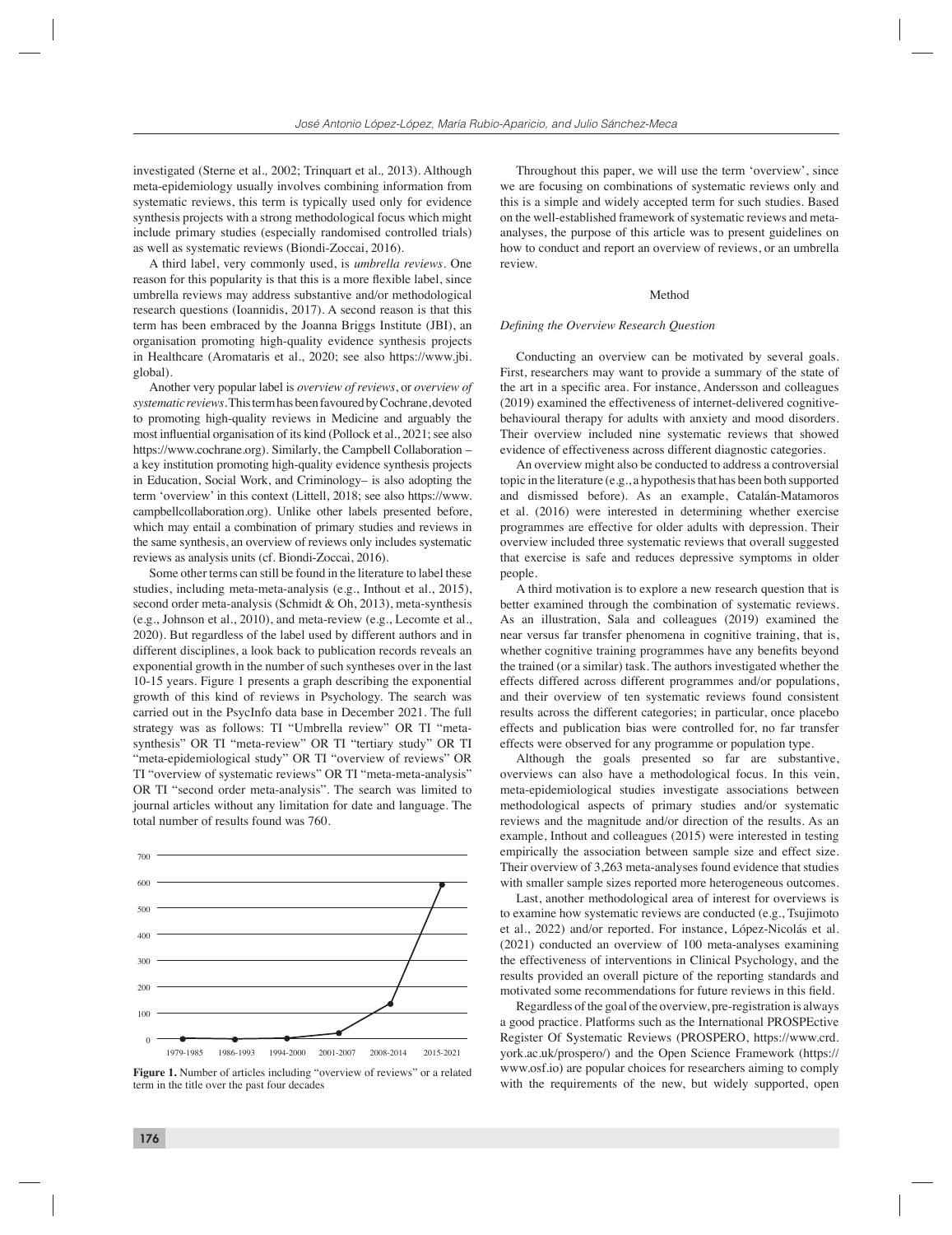investigated (Sterne et al., 2002; Trinquart et al., 2013). Although meta-epidemiology usually involves combining information from systematic reviews, this term is typically used only for evidence synthesis projects with a strong methodological focus which might include primary studies (especially randomised controlled trials) as well as systematic reviews (Biondi-Zoccai, 2016).

A third label, very commonly used, is *umbrella reviews*. One reason for this popularity is that this is a more flexible label, since umbrella reviews may address substantive and/or methodological research questions (Ioannidis, 2017). A second reason is that this term has been embraced by the Joanna Briggs Institute (JBI), an organisation promoting high-quality evidence synthesis projects in Healthcare (Aromataris et al., 2020; see also https://www.jbi.global).

Another very popular label is *overview of reviews*, or *overview of systematic reviews*. This term has been favoured by Cochrane, devoted to promoting high-quality reviews in Medicine and arguably the most influential organisation of its kind (Pollock et al., 2021; see also https://www.cochrane.org). Similarly, the Campbell Collaboration – a key institution promoting high-quality evidence synthesis projects in Education, Social Work, and Criminology– is also adopting the term 'overview' in this context (Littell, 2018; see also https://www.campbellcollaboration.org). Unlike other labels presented before, which may entail a combination of primary studies and reviews in the same synthesis, an overview of reviews only includes systematic reviews as analysis units (cf. Biondi-Zoccai, 2016).

Some other terms can still be found in the literature to label these studies, including meta-meta-analysis (e.g., Inthout et al., 2015), second order meta-analysis (Schmidt & Oh, 2013), meta-synthesis (e.g., Johnson et al., 2010), and meta-review (e.g., Lecomte et al., 2020). But regardless of the label used by different authors and in different disciplines, a look back to publication records reveals an exponential growth in the number of such syntheses over in the last 10-15 years. Figure 1 presents a graph describing the exponential growth of this kind of reviews in Psychology. The search was carried out in the PsycInfo data base in December 2021. The full strategy was as follows: TI "Umbrella review" OR TI "meta-synthesis" OR TI "meta-review" OR TI "tertiary study" OR TI "meta-epidemiological study" OR TI "overview of reviews" OR TI "overview of systematic reviews" OR TI "meta-meta-analysis" OR TI "second order meta-analysis". The search was limited to journal articles without any limitation for date and language. The total number of results found was 760.

**Figure 1.** Number of articles including "overview of reviews" or a related term in the title over the past four decades

Throughout this paper, we will use the term 'overview', since we are focusing on combinations of systematic reviews only and this is a simple and widely accepted term for such studies. Based on the well-established framework of systematic reviews and meta-analyses, the purpose of this article was to present guidelines on how to conduct and report an overview of reviews, or an umbrella review.

## Method

### *Defining the Overview Research Question*

Conducting an overview can be motivated by several goals. First, researchers may want to provide a summary of the state of the art in a specific area. For instance, Andersson and colleagues (2019) examined the effectiveness of internet-delivered cognitive-behavioural therapy for adults with anxiety and mood disorders. Their overview included nine systematic reviews that showed evidence of effectiveness across different diagnostic categories.

An overview might also be conducted to address a controversial topic in the literature (e.g., a hypothesis that has been both supported and dismissed before). As an example, Catalán-Matamoros et al. (2016) were interested in determining whether exercise programmes are effective for older adults with depression. Their overview included three systematic reviews that overall suggested that exercise is safe and reduces depressive symptoms in older people.

A third motivation is to explore a new research question that is better examined through the combination of systematic reviews. As an illustration, Sala and colleagues (2019) examined the near versus far transfer phenomena in cognitive training, that is, whether cognitive training programmes have any benefits beyond the trained (or a similar) task. The authors investigated whether the effects differed across different programmes and/or populations, and their overview of ten systematic reviews found consistent results across the different categories; in particular, once placebo effects and publication bias were controlled for, no far transfer effects were observed for any programme or population type.

Although the goals presented so far are substantive, overviews can also have a methodological focus. In this vein, meta-epidemiological studies investigate associations between methodological aspects of primary studies and/or systematic reviews and the magnitude and/or direction of the results. As an example, Inthout and colleagues (2015) were interested in testing empirically the association between sample size and effect size. Their overview of 3,263 meta-analyses found evidence that studies with smaller sample sizes reported more heterogeneous outcomes.

Last, another methodological area of interest for overviews is to examine how systematic reviews are conducted (e.g., Tsujimoto et al., 2022) and/or reported. For instance, López-Nicolás et al. (2021) conducted an overview of 100 meta-analyses examining the effectiveness of interventions in Clinical Psychology, and the results provided an overall picture of the reporting standards and motivated some recommendations for future reviews in this field.

Regardless of the goal of the overview, pre-registration is always a good practice. Platforms such as the International PROSPEctive Register Of Systematic Reviews (PROSPERO, https://www.crd.york.ac.uk/prospero/) and the Open Science Framework (https://www.osf.io) are popular choices for researchers aiming to comply with the requirements of the new, but widely supported, open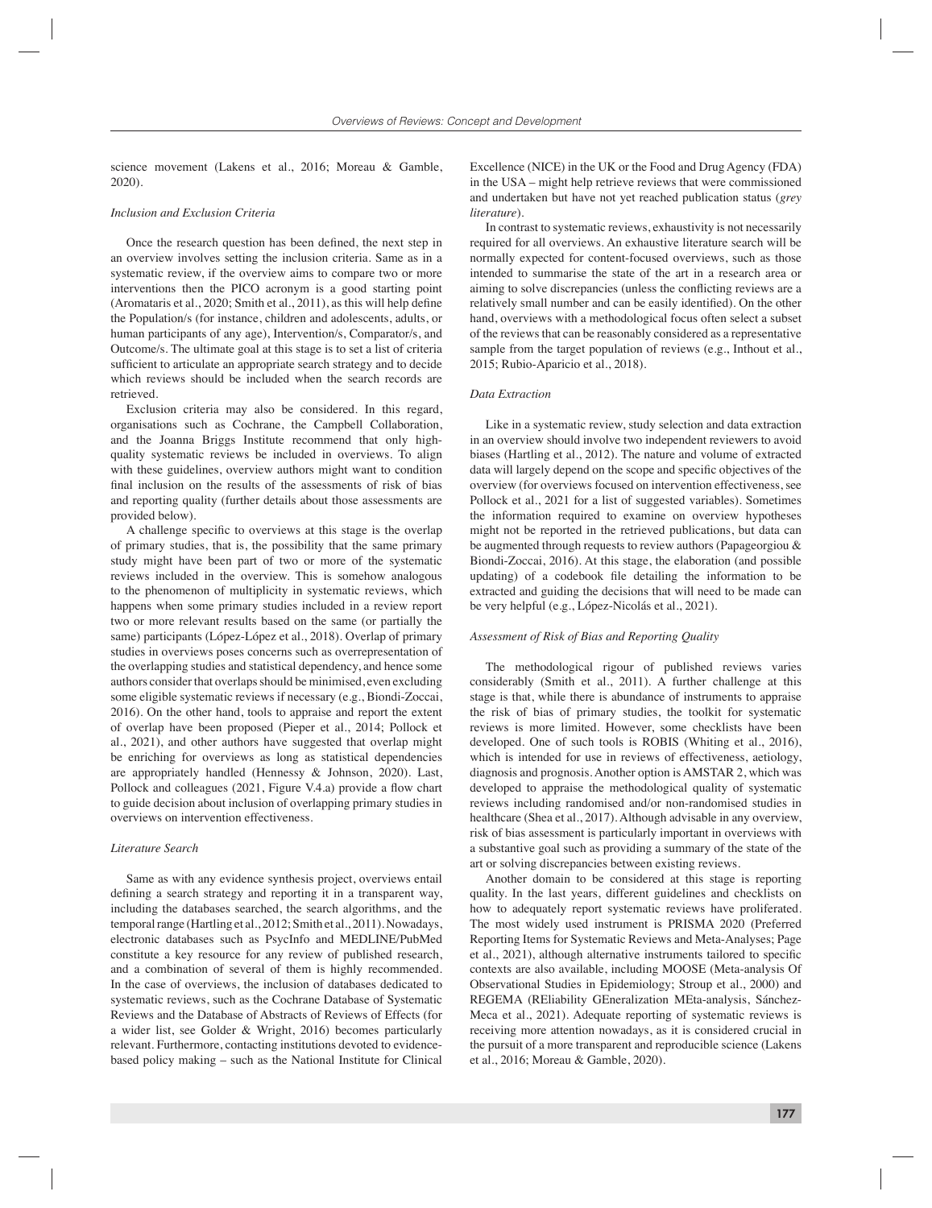science movement (Lakens et al., 2016; Moreau & Gamble, 2020).

### *Inclusion and Exclusion Criteria*

Once the research question has been defined, the next step in an overview involves setting the inclusion criteria. Same as in a systematic review, if the overview aims to compare two or more interventions then the PICO acronym is a good starting point (Aromataris et al., 2020; Smith et al., 2011), as this will help define the Population/s (for instance, children and adolescents, adults, or human participants of any age), Intervention/s, Comparator/s, and Outcome/s. The ultimate goal at this stage is to set a list of criteria sufficient to articulate an appropriate search strategy and to decide which reviews should be included when the search records are retrieved.

Exclusion criteria may also be considered. In this regard, organisations such as Cochrane, the Campbell Collaboration, and the Joanna Briggs Institute recommend that only high-quality systematic reviews be included in overviews. To align with these guidelines, overview authors might want to condition final inclusion on the results of the assessments of risk of bias and reporting quality (further details about those assessments are provided below).

A challenge specific to overviews at this stage is the overlap of primary studies, that is, the possibility that the same primary study might have been part of two or more of the systematic reviews included in the overview. This is somehow analogous to the phenomenon of multiplicity in systematic reviews, which happens when some primary studies included in a review report two or more relevant results based on the same (or partially the same) participants (López-López et al., 2018). Overlap of primary studies in overviews poses concerns such as overrepresentation of the overlapping studies and statistical dependency, and hence some authors consider that overlaps should be minimised, even excluding some eligible systematic reviews if necessary (e.g., Biondi-Zoccai, 2016). On the other hand, tools to appraise and report the extent of overlap have been proposed (Pieper et al., 2014; Pollock et al., 2021), and other authors have suggested that overlap might be enriching for overviews as long as statistical dependencies are appropriately handled (Hennessy & Johnson, 2020). Last, Pollock and colleagues (2021, Figure V.4.a) provide a flow chart to guide decision about inclusion of overlapping primary studies in overviews on intervention effectiveness.

### *Literature Search*

Same as with any evidence synthesis project, overviews entail defining a search strategy and reporting it in a transparent way, including the databases searched, the search algorithms, and the temporal range (Hartling et al., 2012; Smith et al., 2011). Nowadays, electronic databases such as PsycInfo and MEDLINE/PubMed constitute a key resource for any review of published research, and a combination of several of them is highly recommended. In the case of overviews, the inclusion of databases dedicated to systematic reviews, such as the Cochrane Database of Systematic Reviews and the Database of Abstracts of Reviews of Effects (for a wider list, see Golder & Wright, 2016) becomes particularly relevant. Furthermore, contacting institutions devoted to evidence-based policy making – such as the National Institute for Clinical Excellence (NICE) in the UK or the Food and Drug Agency (FDA) in the USA – might help retrieve reviews that were commissioned and undertaken but have not yet reached publication status (*grey literature*).

In contrast to systematic reviews, exhaustivity is not necessarily required for all overviews. An exhaustive literature search will be normally expected for content-focused overviews, such as those intended to summarise the state of the art in a research area or aiming to solve discrepancies (unless the conflicting reviews are a relatively small number and can be easily identified). On the other hand, overviews with a methodological focus often select a subset of the reviews that can be reasonably considered as a representative sample from the target population of reviews (e.g., Inthout et al., 2015; Rubio-Aparicio et al., 2018).

### *Data Extraction*

Like in a systematic review, study selection and data extraction in an overview should involve two independent reviewers to avoid biases (Hartling et al., 2012). The nature and volume of extracted data will largely depend on the scope and specific objectives of the overview (for overviews focused on intervention effectiveness, see Pollock et al., 2021 for a list of suggested variables). Sometimes the information required to examine on overview hypotheses might not be reported in the retrieved publications, but data can be augmented through requests to review authors (Papageorgiou & Biondi-Zoccai, 2016). At this stage, the elaboration (and possible updating) of a codebook file detailing the information to be extracted and guiding the decisions that will need to be made can be very helpful (e.g., López-Nicolás et al., 2021).

### *Assessment of Risk of Bias and Reporting Quality*

The methodological rigour of published reviews varies considerably (Smith et al., 2011). A further challenge at this stage is that, while there is abundance of instruments to appraise the risk of bias of primary studies, the toolkit for systematic reviews is more limited. However, some checklists have been developed. One of such tools is ROBIS (Whiting et al., 2016), which is intended for use in reviews of effectiveness, aetiology, diagnosis and prognosis. Another option is AMSTAR 2, which was developed to appraise the methodological quality of systematic reviews including randomised and/or non-randomised studies in healthcare (Shea et al., 2017). Although advisable in any overview, risk of bias assessment is particularly important in overviews with a substantive goal such as providing a summary of the state of the art or solving discrepancies between existing reviews.

Another domain to be considered at this stage is reporting quality. In the last years, different guidelines and checklists on how to adequately report systematic reviews have proliferated. The most widely used instrument is PRISMA 2020 (Preferred Reporting Items for Systematic Reviews and Meta-Analyses; Page et al., 2021), although alternative instruments tailored to specific contexts are also available, including MOOSE (Meta-analysis Of Observational Studies in Epidemiology; Stroup et al., 2000) and REGEMA (REliability GEneralization MEta-analysis, Sánchez-Meca et al., 2021). Adequate reporting of systematic reviews is receiving more attention nowadays, as it is considered crucial in the pursuit of a more transparent and reproducible science (Lakens et al., 2016; Moreau & Gamble, 2020).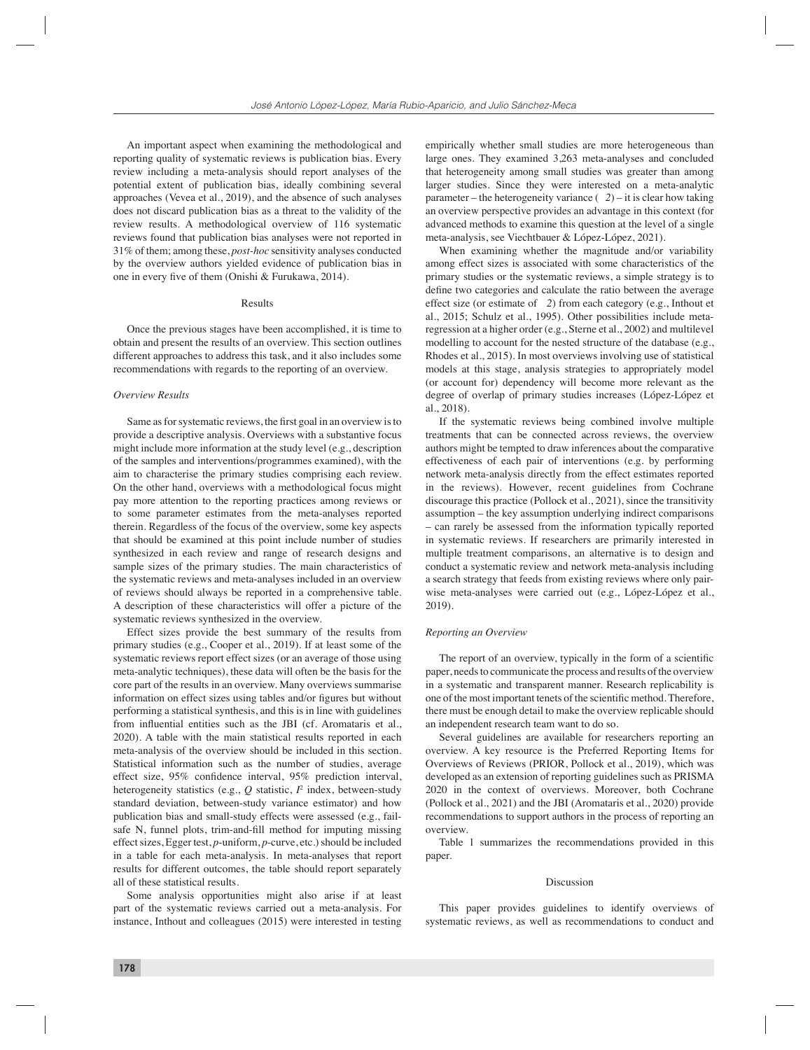An important aspect when examining the methodological and reporting quality of systematic reviews is publication bias. Every review including a meta-analysis should report analyses of the potential extent of publication bias, ideally combining several approaches (Vevea et al., 2019), and the absence of such analyses does not discard publication bias as a threat to the validity of the review results. A methodological overview of 116 systematic reviews found that publication bias analyses were not reported in 31% of them; among these, *post-hoc* sensitivity analyses conducted by the overview authors yielded evidence of publication bias in one in every five of them (Onishi & Furukawa, 2014).

## Results

Once the previous stages have been accomplished, it is time to obtain and present the results of an overview. This section outlines different approaches to address this task, and it also includes some recommendations with regards to the reporting of an overview.

### *Overview Results*

Same as for systematic reviews, the first goal in an overview is to provide a descriptive analysis. Overviews with a substantive focus might include more information at the study level (e.g., description of the samples and interventions/programmes examined), with the aim to characterise the primary studies comprising each review. On the other hand, overviews with a methodological focus might pay more attention to the reporting practices among reviews or to some parameter estimates from the meta-analyses reported therein. Regardless of the focus of the overview, some key aspects that should be examined at this point include number of studies synthesized in each review and range of research designs and sample sizes of the primary studies. The main characteristics of the systematic reviews and meta-analyses included in an overview of reviews should always be reported in a comprehensive table. A description of these characteristics will offer a picture of the systematic reviews synthesized in the overview.

Effect sizes provide the best summary of the results from primary studies (e.g., Cooper et al., 2019). If at least some of the systematic reviews report effect sizes (or an average of those using meta-analytic techniques), these data will often be the basis for the core part of the results in an overview. Many overviews summarise information on effect sizes using tables and/or figures but without performing a statistical synthesis, and this is in line with guidelines from influential entities such as the JBI (cf. Aromataris et al., 2020). A table with the main statistical results reported in each meta-analysis of the overview should be included in this section. Statistical information such as the number of studies, average effect size, 95% confidence interval, 95% prediction interval, heterogeneity statistics (e.g., $Q$ statistic, $I^2$ index, between-study standard deviation, between-study variance estimator) and how publication bias and small-study effects were assessed (e.g., fail-safe N, funnel plots, trim-and-fill method for imputing missing effect sizes, Egger test, *p*-uniform, *p*-curve, etc.) should be included in a table for each meta-analysis. In meta-analyses that report results for different outcomes, the table should report separately all of these statistical results.

Some analysis opportunities might also arise if at least part of the systematic reviews carried out a meta-analysis. For instance, Inthout and colleagues (2015) were interested in testing empirically whether small studies are more heterogeneous than large ones. They examined 3,263 meta-analyses and concluded that heterogeneity among small studies was greater than among larger studies. Since they were interested on a meta-analytic parameter – the heterogeneity variance ($\tau^2$) – it is clear how taking an overview perspective provides an advantage in this context (for advanced methods to examine this question at the level of a single meta-analysis, see Viechtbauer & López-López, 2021).

When examining whether the magnitude and/or variability among effect sizes is associated with some characteristics of the primary studies or the systematic reviews, a simple strategy is to define two categories and calculate the ratio between the average effect size (or estimate of $\tau^2$) from each category (e.g., Inthout et al., 2015; Schulz et al., 1995). Other possibilities include meta-regression at a higher order (e.g., Sterne et al., 2002) and multilevel modelling to account for the nested structure of the database (e.g., Rhodes et al., 2015). In most overviews involving use of statistical models at this stage, analysis strategies to appropriately model (or account for) dependency will become more relevant as the degree of overlap of primary studies increases (López-López et al., 2018).

If the systematic reviews being combined involve multiple treatments that can be connected across reviews, the overview authors might be tempted to draw inferences about the comparative effectiveness of each pair of interventions (e.g. by performing network meta-analysis directly from the effect estimates reported in the reviews). However, recent guidelines from Cochrane discourage this practice (Pollock et al., 2021), since the transitivity assumption – the key assumption underlying indirect comparisons – can rarely be assessed from the information typically reported in systematic reviews. If researchers are primarily interested in multiple treatment comparisons, an alternative is to design and conduct a systematic review and network meta-analysis including a search strategy that feeds from existing reviews where only pair-wise meta-analyses were carried out (e.g., López-López et al., 2019).

### *Reporting an Overview*

The report of an overview, typically in the form of a scientific paper, needs to communicate the process and results of the overview in a systematic and transparent manner. Research replicability is one of the most important tenets of the scientific method. Therefore, there must be enough detail to make the overview replicable should an independent research team want to do so.

Several guidelines are available for researchers reporting an overview. A key resource is the Preferred Reporting Items for Overviews of Reviews (PRIOR, Pollock et al., 2019), which was developed as an extension of reporting guidelines such as PRISMA 2020 in the context of overviews. Moreover, both Cochrane (Pollock et al., 2021) and the JBI (Aromataris et al., 2020) provide recommendations to support authors in the process of reporting an overview.

Table 1 summarizes the recommendations provided in this paper.

## Discussion

This paper provides guidelines to identify overviews of systematic reviews, as well as recommendations to conduct and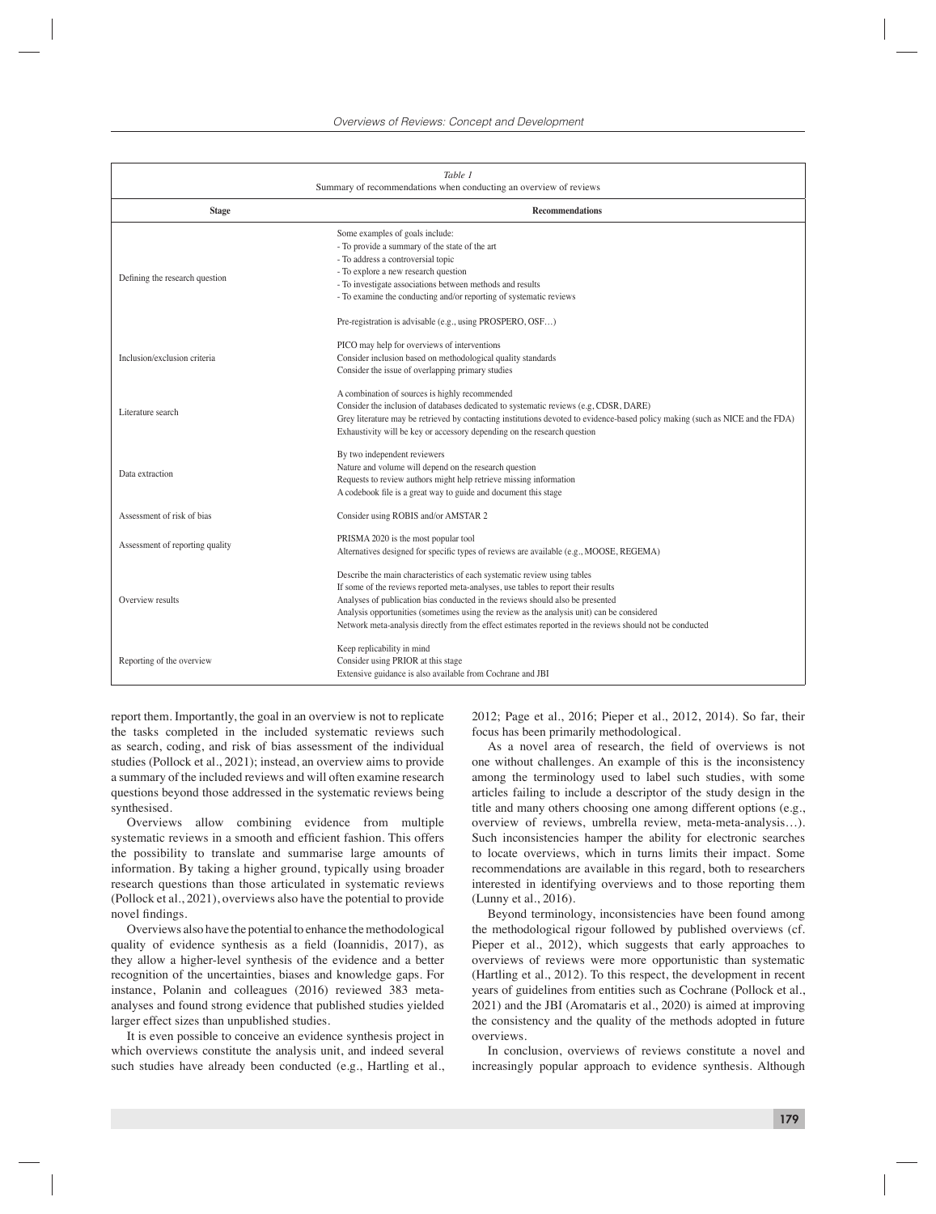Table 1
Summary of recommendations when conducting an overview of reviews

| Stage | Recommendations |
|---|---|
| Defining the research question | Some examples of goals include:<br>- To provide a summary of the state of the art<br>- To address a controversial topic<br>- To explore a new research question<br>- To investigate associations between methods and results<br>- To examine the conducting and/or reporting of systematic reviews<br><br>Pre-registration is advisable (e.g., using PROSPERO, OSF…) |
| Inclusion/exclusion criteria | PICO may help for overviews of interventions<br>Consider inclusion based on methodological quality standards<br>Consider the issue of overlapping primary studies |
| Literature search | A combination of sources is highly recommended<br>Consider the inclusion of databases dedicated to systematic reviews (e.g, CDSR, DARE)<br>Grey literature may be retrieved by contacting institutions devoted to evidence-based policy making (such as NICE and the FDA)<br>Exhaustivity will be key or accessory depending on the research question |
| Data extraction | By two independent reviewers<br>Nature and volume will depend on the research question<br>Requests to review authors might help retrieve missing information<br>A codebook file is a great way to guide and document this stage |
| Assessment of risk of bias | Consider using ROBIS and/or AMSTAR 2 |
| Assessment of reporting quality | PRISMA 2020 is the most popular tool<br>Alternatives designed for specific types of reviews are available (e.g., MOOSE, REGEMA) |
| Overview results | Describe the main characteristics of each systematic review using tables<br>If some of the reviews reported meta-analyses, use tables to report their results<br>Analyses of publication bias conducted in the reviews should also be presented<br>Analysis opportunities (sometimes using the review as the analysis unit) can be considered<br>Network meta-analysis directly from the effect estimates reported in the reviews should not be conducted |
| Reporting of the overview | Keep replicability in mind<br>Consider using PRIOR at this stage<br>Extensive guidance is also available from Cochrane and JBI |

report them. Importantly, the goal in an overview is not to replicate the tasks completed in the included systematic reviews such as search, coding, and risk of bias assessment of the individual studies (Pollock et al., 2021); instead, an overview aims to provide a summary of the included reviews and will often examine research questions beyond those addressed in the systematic reviews being synthesised.

Overviews allow combining evidence from multiple systematic reviews in a smooth and efficient fashion. This offers the possibility to translate and summarise large amounts of information. By taking a higher ground, typically using broader research questions than those articulated in systematic reviews (Pollock et al., 2021), overviews also have the potential to provide novel findings.

Overviews also have the potential to enhance the methodological quality of evidence synthesis as a field (Ioannidis, 2017), as they allow a higher-level synthesis of the evidence and a better recognition of the uncertainties, biases and knowledge gaps. For instance, Polanin and colleagues (2016) reviewed 383 meta-analyses and found strong evidence that published studies yielded larger effect sizes than unpublished studies.

It is even possible to conceive an evidence synthesis project in which overviews constitute the analysis unit, and indeed several such studies have already been conducted (e.g., Hartling et al., 2012; Page et al., 2016; Pieper et al., 2012, 2014). So far, their focus has been primarily methodological.

As a novel area of research, the field of overviews is not one without challenges. An example of this is the inconsistency among the terminology used to label such studies, with some articles failing to include a descriptor of the study design in the title and many others choosing one among different options (e.g., overview of reviews, umbrella review, meta-meta-analysis…). Such inconsistencies hamper the ability for electronic searches to locate overviews, which in turns limits their impact. Some recommendations are available in this regard, both to researchers interested in identifying overviews and to those reporting them (Lunny et al., 2016).

Beyond terminology, inconsistencies have been found among the methodological rigour followed by published overviews (cf. Pieper et al., 2012), which suggests that early approaches to overviews of reviews were more opportunistic than systematic (Hartling et al., 2012). To this respect, the development in recent years of guidelines from entities such as Cochrane (Pollock et al., 2021) and the JBI (Aromataris et al., 2020) is aimed at improving the consistency and the quality of the methods adopted in future overviews.

In conclusion, overviews of reviews constitute a novel and increasingly popular approach to evidence synthesis. Although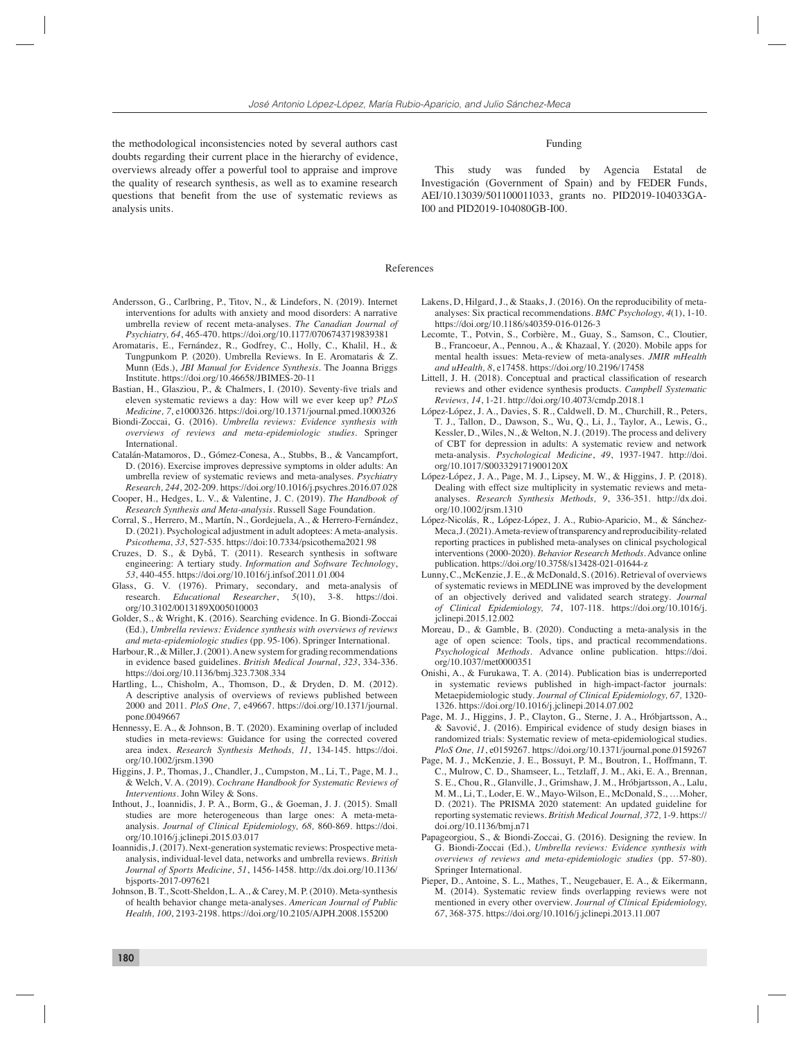the methodological inconsistencies noted by several authors cast doubts regarding their current place in the hierarchy of evidence, overviews already offer a powerful tool to appraise and improve the quality of research synthesis, as well as to examine research questions that benefit from the use of systematic reviews as analysis units.

## Funding

This study was funded by Agencia Estatal de Investigación (Government of Spain) and by FEDER Funds, AEI/10.13039/501100011033, grants no. PID2019-104033GA-I00 and PID2019-104080GB-I00.

## References

Andersson, G., Carlbring, P., Titov, N., & Lindefors, N. (2019). Internet interventions for adults with anxiety and mood disorders: A narrative umbrella review of recent meta-analyses. *The Canadian Journal of Psychiatry, 64*, 465-470. https://doi.org/10.1177/0706743719839381

Aromataris, E., Fernández, R., Godfrey, C., Holly, C., Khalil, H., & Tungpunkom P. (2020). Umbrella Reviews. In E. Aromataris & Z. Munn (Eds.), *JBI Manual for Evidence Synthesis*. The Joanna Briggs Institute. https://doi.org/10.46658/JBIMES-20-11

Bastian, H., Glasziou, P., & Chalmers, I. (2010). Seventy-five trials and eleven systematic reviews a day: How will we ever keep up? *PLoS Medicine, 7*, e1000326. https://doi.org/10.1371/journal.pmed.1000326

Biondi-Zoccai, G. (2016). *Umbrella reviews: Evidence synthesis with overviews of reviews and meta-epidemiologic studies*. Springer International.

Catalán-Matamoros, D., Gómez-Conesa, A., Stubbs, B., & Vancampfort, D. (2016). Exercise improves depressive symptoms in older adults: An umbrella review of systematic reviews and meta-analyses. *Psychiatry Research, 244*, 202-209. https://doi.org/10.1016/j.psychres.2016.07.028

Cooper, H., Hedges, L. V., & Valentine, J. C. (2019). *The Handbook of Research Synthesis and Meta-analysis*. Russell Sage Foundation.

Corral, S., Herrero, M., Martín, N., Gordejuela, A., & Herrero-Fernández, D. (2021). Psychological adjustment in adult adoptees: A meta-analysis. *Psicothema, 33*, 527-535. https://doi:10.7334/psicothema2021.98

Cruzes, D. S., & Dybå, T. (2011). Research synthesis in software engineering: A tertiary study. *Information and Software Technology*, *53*, 440-455. https://doi.org/10.1016/j.infsof.2011.01.004

Glass, G. V. (1976). Primary, secondary, and meta-analysis of research. *Educational Researcher*, *5*(10), 3-8. https://doi.org/10.3102/0013189X005010003

Golder, S., & Wright, K. (2016). Searching evidence. In G. Biondi-Zoccai (Ed.), *Umbrella reviews: Evidence synthesis with overviews of reviews and meta-epidemiologic studies* (pp. 95-106). Springer International.

Harbour, R., & Miller, J. (2001). A new system for grading recommendations in evidence based guidelines. *British Medical Journal*, *323*, 334-336. https://doi.org/10.1136/bmj.323.7308.334

Hartling, L., Chisholm, A., Thomson, D., & Dryden, D. M. (2012). A descriptive analysis of overviews of reviews published between 2000 and 2011. *PloS One, 7*, e49667. https://doi.org/10.1371/journal.pone.0049667

Hennessy, E. A., & Johnson, B. T. (2020). Examining overlap of included studies in meta-reviews: Guidance for using the corrected covered area index. *Research Synthesis Methods, 11*, 134-145. https://doi.org/10.1002/jrsm.1390

Higgins, J. P., Thomas, J., Chandler, J., Cumpston, M., Li, T., Page, M. J., & Welch, V. A. (2019). *Cochrane Handbook for Systematic Reviews of Interventions*. John Wiley & Sons.

Inthout, J., Ioannidis, J. P. A., Borm, G., & Goeman, J. J. (2015). Small studies are more heterogeneous than large ones: A meta-meta-analysis. *Journal of Clinical Epidemiology, 68,* 860-869. https://doi.org/10.1016/j.jclinepi.2015.03.017

Ioannidis, J. (2017). Next-generation systematic reviews: Prospective meta-analysis, individual-level data, networks and umbrella reviews. *British Journal of Sports Medicine, 51*, 1456-1458. http://dx.doi.org/10.1136/bjsports-2017-097621

Johnson, B. T., Scott-Sheldon, L. A., & Carey, M. P. (2010). Meta-synthesis of health behavior change meta-analyses. *American Journal of Public Health, 100*, 2193-2198. https://doi.org/10.2105/AJPH.2008.155200

Lakens, D, Hilgard, J., & Staaks, J. (2016). On the reproducibility of meta-analyses: Six practical recommendations. *BMC Psychology, 4*(1), 1-10. https://doi.org/10.1186/s40359-016-0126-3

Lecomte, T., Potvin, S., Corbière, M., Guay, S., Samson, C., Cloutier, B., Francoeur, A., Pennou, A., & Khazaal, Y. (2020). Mobile apps for mental health issues: Meta-review of meta-analyses. *JMIR mHealth and uHealth, 8*, e17458. https://doi.org/10.2196/17458

Littell, J. H. (2018). Conceptual and practical classification of research reviews and other evidence synthesis products. *Campbell Systematic Reviews, 14*, 1-21. http://doi.org/10.4073/cmdp.2018.1

López-López, J. A., Davies, S. R., Caldwell, D. M., Churchill, R., Peters, T. J., Tallon, D., Dawson, S., Wu, Q., Li, J., Taylor, A., Lewis, G., Kessler, D., Wiles, N., & Welton, N. J. (2019). The process and delivery of CBT for depression in adults: A systematic review and network meta-analysis. *Psychological Medicine*, *49*, 1937-1947. http://doi.org/10.1017/S003329171900120X

López-López, J. A., Page, M. J., Lipsey, M. W., & Higgins, J. P. (2018). Dealing with effect size multiplicity in systematic reviews and meta-analyses. *Research Synthesis Methods, 9*, 336-351. http://dx.doi.org/10.1002/jrsm.1310

López-Nicolás, R., López-López, J. A., Rubio-Aparicio, M., & Sánchez-Meca, J. (2021). A meta-review of transparency and reproducibility-related reporting practices in published meta-analyses on clinical psychological interventions (2000-2020). *Behavior Research Methods*. Advance online publication. https://doi.org/10.3758/s13428-021-01644-z

Lunny, C., McKenzie, J. E., & McDonald, S. (2016). Retrieval of overviews of systematic reviews in MEDLINE was improved by the development of an objectively derived and validated search strategy. *Journal of Clinical Epidemiology, 74*, 107-118. https://doi.org/10.1016/j.jclinepi.2015.12.002

Moreau, D., & Gamble, B. (2020). Conducting a meta-analysis in the age of open science: Tools, tips, and practical recommendations. *Psychological Methods*. Advance online publication. https://doi.org/10.1037/met0000351

Onishi, A., & Furukawa, T. A. (2014). Publication bias is underreported in systematic reviews published in high-impact-factor journals: Metaepidemiologic study. *Journal of Clinical Epidemiology, 67,* 1320-1326. https://doi.org/10.1016/j.jclinepi.2014.07.002

Page, M. J., Higgins, J. P., Clayton, G., Sterne, J. A., Hróbjartsson, A., & Savović, J. (2016). Empirical evidence of study design biases in randomized trials: Systematic review of meta-epidemiological studies. *PloS One, 11*, e0159267. https://doi.org/10.1371/journal.pone.0159267

Page, M. J., McKenzie, J. E., Bossuyt, P. M., Boutron, I., Hoffmann, T. C., Mulrow, C. D., Shamseer, L., Tetzlaff, J. M., Aki, E. A., Brennan, S. E., Chou, R., Glanville, J., Grimshaw, J. M., Hróbjartsson, A., Lalu, M. M., Li, T., Loder, E. W., Mayo-Wilson, E., McDonald, S., …Moher, D. (2021). The PRISMA 2020 statement: An updated guideline for reporting systematic reviews. *British Medical Journal, 372,* 1-9. https://doi.org/10.1136/bmj.n71

Papageorgiou, S., & Biondi-Zoccai, G. (2016). Designing the review. In G. Biondi-Zoccai (Ed.), *Umbrella reviews: Evidence synthesis with overviews of reviews and meta-epidemiologic studies* (pp. 57-80). Springer International.

Pieper, D., Antoine, S. L., Mathes, T., Neugebauer, E. A., & Eikermann, M. (2014). Systematic review finds overlapping reviews were not mentioned in every other overview. *Journal of Clinical Epidemiology, 67*, 368-375. https://doi.org/10.1016/j.jclinepi.2013.11.007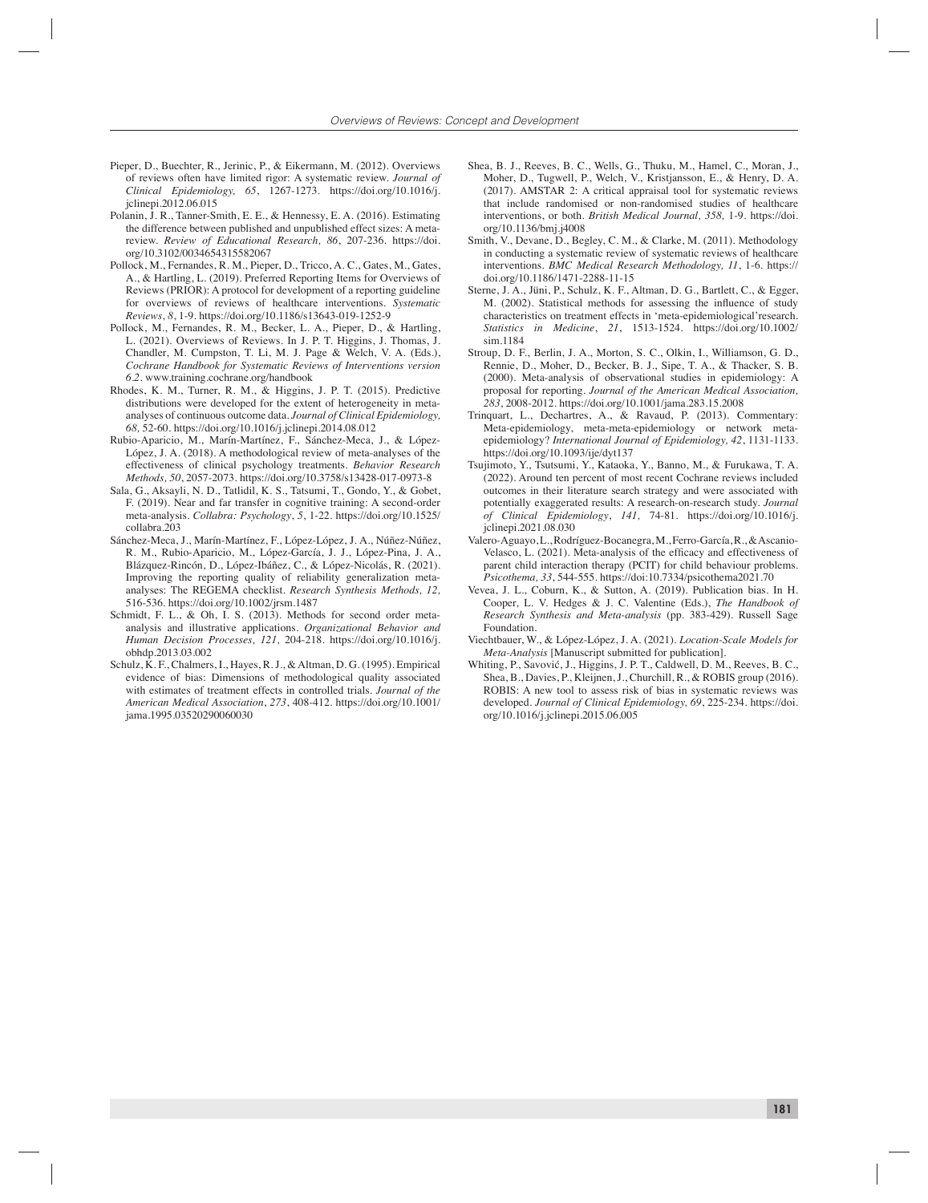Pieper, D., Buechter, R., Jerinic, P., & Eikermann, M. (2012). Overviews of reviews often have limited rigor: A systematic review. *Journal of Clinical Epidemiology, 65*, 1267-1273. https://doi.org/10.1016/j.jclinepi.2012.06.015

Polanin, J. R., Tanner-Smith, E. E., & Hennessy, E. A. (2016). Estimating the difference between published and unpublished effect sizes: A meta-review. *Review of Educational Research, 86*, 207-236. https://doi.org/10.3102/0034654315582067

Pollock, M., Fernandes, R. M., Pieper, D., Tricco, A. C., Gates, M., Gates, A., & Hartling, L. (2019). Preferred Reporting Items for Overviews of Reviews (PRIOR): A protocol for development of a reporting guideline for overviews of reviews of healthcare interventions. *Systematic Reviews*, *8*, 1-9. https://doi.org/10.1186/s13643-019-1252-9

Pollock, M., Fernandes, R. M., Becker, L. A., Pieper, D., & Hartling, L. (2021). Overviews of Reviews. In J. P. T. Higgins, J. Thomas, J. Chandler, M. Cumpston, T. Li, M. J. Page & Welch, V. A. (Eds.), *Cochrane Handbook for Systematic Reviews of Interventions version 6.2*. www.training.cochrane.org/handbook

Rhodes, K. M., Turner, R. M., & Higgins, J. P. T. (2015). Predictive distributions were developed for the extent of heterogeneity in meta-analyses of continuous outcome data. *Journal of Clinical Epidemiology, 68,* 52-60. https://doi.org/10.1016/j.jclinepi.2014.08.012

Rubio-Aparicio, M., Marín-Martínez, F., Sánchez-Meca, J., & López-López, J. A. (2018). A methodological review of meta-analyses of the effectiveness of clinical psychology treatments. *Behavior Research Methods, 50*, 2057-2073. https://doi.org/10.3758/s13428-017-0973-8

Sala, G., Aksayli, N. D., Tatlidil, K. S., Tatsumi, T., Gondo, Y., & Gobet, F. (2019). Near and far transfer in cognitive training: A second-order meta-analysis. *Collabra: Psychology*, *5*, 1-22. https://doi.org/10.1525/collabra.203

Sánchez-Meca, J., Marín-Martínez, F., López-López, J. A., Núñez-Núñez, R. M., Rubio-Aparicio, M., López-García, J. J., López-Pina, J. A., Blázquez-Rincón, D., López-Ibáñez, C., & López-Nicolás, R. (2021). Improving the reporting quality of reliability generalization meta-analyses: The REGEMA checklist. *Research Synthesis Methods, 12,* 516-536. https://doi.org/10.1002/jrsm.1487

Schmidt, F. L., & Oh, I. S. (2013). Methods for second order meta-analysis and illustrative applications. *Organizational Behavior and Human Decision Processes, 121,* 204-218. https://doi.org/10.1016/j.obhdp.2013.03.002

Schulz, K. F., Chalmers, I., Hayes, R. J., & Altman, D. G. (1995). Empirical evidence of bias: Dimensions of methodological quality associated with estimates of treatment effects in controlled trials. *Journal of the American Medical Association*, *273*, 408-412. https://doi.org/10.1001/jama.1995.03520290060030

Shea, B. J., Reeves, B. C., Wells, G., Thuku, M., Hamel, C., Moran, J., Moher, D., Tugwell, P., Welch, V., Kristjansson, E., & Henry, D. A. (2017). AMSTAR 2: A critical appraisal tool for systematic reviews that include randomised or non-randomised studies of healthcare interventions, or both. *British Medical Journal, 358,* 1-9. https://doi.org/10.1136/bmj.j4008

Smith, V., Devane, D., Begley, C. M., & Clarke, M. (2011). Methodology in conducting a systematic review of systematic reviews of healthcare interventions. *BMC Medical Research Methodology, 11*, 1-6. https://doi.org/10.1186/1471-2288-11-15

Sterne, J. A., Jüni, P., Schulz, K. F., Altman, D. G., Bartlett, C., & Egger, M. (2002). Statistical methods for assessing the influence of study characteristics on treatment effects in 'meta-epidemiological' research. *Statistics in Medicine*, *21*, 1513-1524. https://doi.org/10.1002/sim.1184

Stroup, D. F., Berlin, J. A., Morton, S. C., Olkin, I., Williamson, G. D., Rennie, D., Moher, D., Becker, B. J., Sipe, T. A., & Thacker, S. B. (2000). Meta-analysis of observational studies in epidemiology: A proposal for reporting. *Journal of the American Medical Association, 283*, 2008-2012. https://doi.org/10.1001/jama.283.15.2008

Trinquart, L., Dechartres, A., & Ravaud, P. (2013). Commentary: Meta-epidemiology, meta-meta-epidemiology or network meta-epidemiology? *International Journal of Epidemiology, 42*, 1131-1133. https://doi.org/10.1093/ije/dyt137

Tsujimoto, Y., Tsutsumi, Y., Kataoka, Y., Banno, M., & Furukawa, T. A. (2022). Around ten percent of most recent Cochrane reviews included outcomes in their literature search strategy and were associated with potentially exaggerated results: A research-on-research study. *Journal of Clinical Epidemiology*, *141,* 74-81. https://doi.org/10.1016/j.jclinepi.2021.08.030

Valero-Aguayo, L., Rodríguez-Bocanegra, M., Ferro-García, R., & Ascanio-Velasco, L. (2021). Meta-analysis of the efficacy and effectiveness of parent child interaction therapy (PCIT) for child behaviour problems. *Psicothema, 33*, 544-555. https://doi:10.7334/psicothema2021.70

Vevea, J. L., Coburn, K., & Sutton, A. (2019). Publication bias. In H. Cooper, L. V. Hedges & J. C. Valentine (Eds.), *The Handbook of Research Synthesis and Meta-analysis* (pp. 383-429). Russell Sage Foundation.

Viechtbauer, W., & López-López, J. A. (2021). *Location-Scale Models for Meta-Analysis* [Manuscript submitted for publication].

Whiting, P., Savović, J., Higgins, J. P. T., Caldwell, D. M., Reeves, B. C., Shea, B., Davies, P., Kleijnen, J., Churchill, R., & ROBIS group (2016). ROBIS: A new tool to assess risk of bias in systematic reviews was developed. *Journal of Clinical Epidemiology, 69*, 225-234. https://doi.org/10.1016/j.jclinepi.2015.06.005